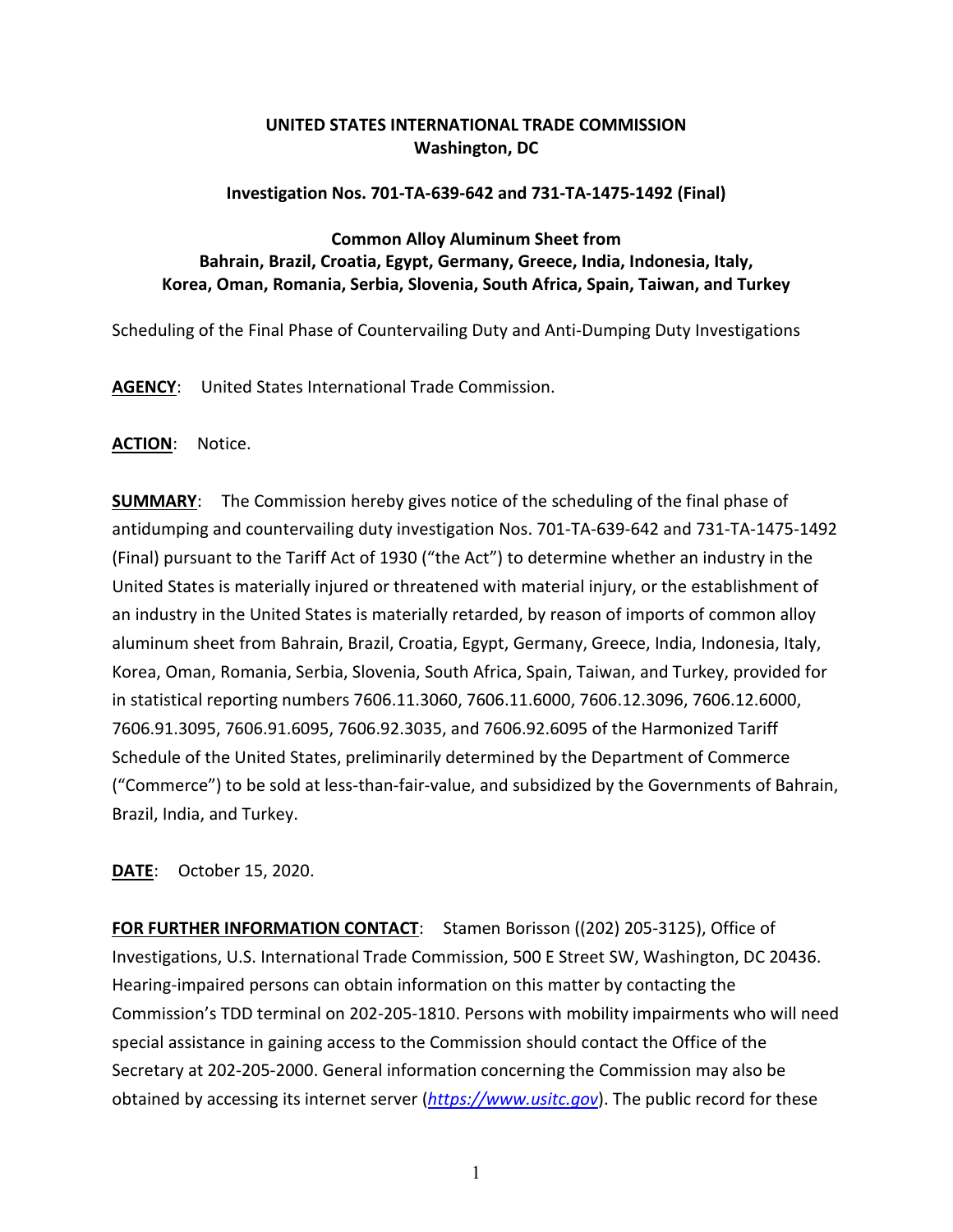**UNITED STATES INTERNATIONAL TRADE COMMISSION**
**Washington, DC**

**Investigation Nos. 701-TA-639-642 and 731-TA-1475-1492 (Final)**

**Common Alloy Aluminum Sheet from**
**Bahrain, Brazil, Croatia, Egypt, Germany, Greece, India, Indonesia, Italy, Korea, Oman, Romania, Serbia, Slovenia, South Africa, Spain, Taiwan, and Turkey**

Scheduling of the Final Phase of Countervailing Duty and Anti-Dumping Duty Investigations

**AGENCY**: United States International Trade Commission.

**ACTION**: Notice.

**SUMMARY**: The Commission hereby gives notice of the scheduling of the final phase of antidumping and countervailing duty investigation Nos. 701-TA-639-642 and 731-TA-1475-1492 (Final) pursuant to the Tariff Act of 1930 ("the Act") to determine whether an industry in the United States is materially injured or threatened with material injury, or the establishment of an industry in the United States is materially retarded, by reason of imports of common alloy aluminum sheet from Bahrain, Brazil, Croatia, Egypt, Germany, Greece, India, Indonesia, Italy, Korea, Oman, Romania, Serbia, Slovenia, South Africa, Spain, Taiwan, and Turkey, provided for in statistical reporting numbers 7606.11.3060, 7606.11.6000, 7606.12.3096, 7606.12.6000, 7606.91.3095, 7606.91.6095, 7606.92.3035, and 7606.92.6095 of the Harmonized Tariff Schedule of the United States, preliminarily determined by the Department of Commerce ("Commerce") to be sold at less-than-fair-value, and subsidized by the Governments of Bahrain, Brazil, India, and Turkey.

**DATE**: October 15, 2020.

**FOR FURTHER INFORMATION CONTACT**: Stamen Borisson ((202) 205-3125), Office of Investigations, U.S. International Trade Commission, 500 E Street SW, Washington, DC 20436. Hearing-impaired persons can obtain information on this matter by contacting the Commission's TDD terminal on 202-205-1810. Persons with mobility impairments who will need special assistance in gaining access to the Commission should contact the Office of the Secretary at 202-205-2000. General information concerning the Commission may also be obtained by accessing its internet server (*https://www.usitc.gov*). The public record for these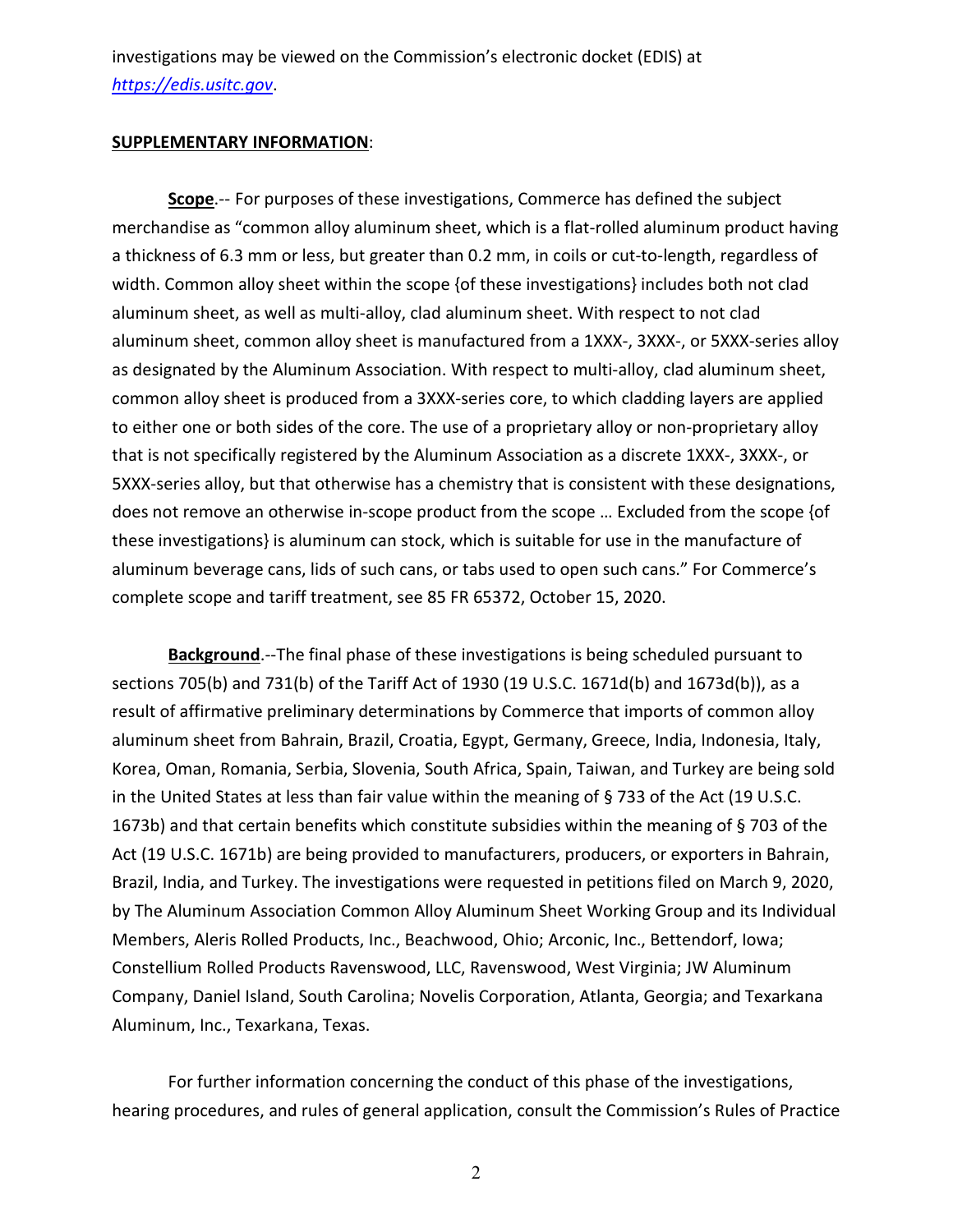investigations may be viewed on the Commission's electronic docket (EDIS) at *https://edis.usitc.gov*.

**SUPPLEMENTARY INFORMATION**:

**Scope**.-- For purposes of these investigations, Commerce has defined the subject merchandise as "common alloy aluminum sheet, which is a flat-rolled aluminum product having a thickness of 6.3 mm or less, but greater than 0.2 mm, in coils or cut-to-length, regardless of width. Common alloy sheet within the scope {of these investigations} includes both not clad aluminum sheet, as well as multi-alloy, clad aluminum sheet. With respect to not clad aluminum sheet, common alloy sheet is manufactured from a 1XXX-, 3XXX-, or 5XXX-series alloy as designated by the Aluminum Association. With respect to multi-alloy, clad aluminum sheet, common alloy sheet is produced from a 3XXX-series core, to which cladding layers are applied to either one or both sides of the core. The use of a proprietary alloy or non-proprietary alloy that is not specifically registered by the Aluminum Association as a discrete 1XXX-, 3XXX-, or 5XXX-series alloy, but that otherwise has a chemistry that is consistent with these designations, does not remove an otherwise in-scope product from the scope … Excluded from the scope {of these investigations} is aluminum can stock, which is suitable for use in the manufacture of aluminum beverage cans, lids of such cans, or tabs used to open such cans." For Commerce's complete scope and tariff treatment, see 85 FR 65372, October 15, 2020.

**Background**.--The final phase of these investigations is being scheduled pursuant to sections 705(b) and 731(b) of the Tariff Act of 1930 (19 U.S.C. 1671d(b) and 1673d(b)), as a result of affirmative preliminary determinations by Commerce that imports of common alloy aluminum sheet from Bahrain, Brazil, Croatia, Egypt, Germany, Greece, India, Indonesia, Italy, Korea, Oman, Romania, Serbia, Slovenia, South Africa, Spain, Taiwan, and Turkey are being sold in the United States at less than fair value within the meaning of § 733 of the Act (19 U.S.C. 1673b) and that certain benefits which constitute subsidies within the meaning of § 703 of the Act (19 U.S.C. 1671b) are being provided to manufacturers, producers, or exporters in Bahrain, Brazil, India, and Turkey. The investigations were requested in petitions filed on March 9, 2020, by The Aluminum Association Common Alloy Aluminum Sheet Working Group and its Individual Members, Aleris Rolled Products, Inc., Beachwood, Ohio; Arconic, Inc., Bettendorf, Iowa; Constellium Rolled Products Ravenswood, LLC, Ravenswood, West Virginia; JW Aluminum Company, Daniel Island, South Carolina; Novelis Corporation, Atlanta, Georgia; and Texarkana Aluminum, Inc., Texarkana, Texas.

For further information concerning the conduct of this phase of the investigations, hearing procedures, and rules of general application, consult the Commission's Rules of Practice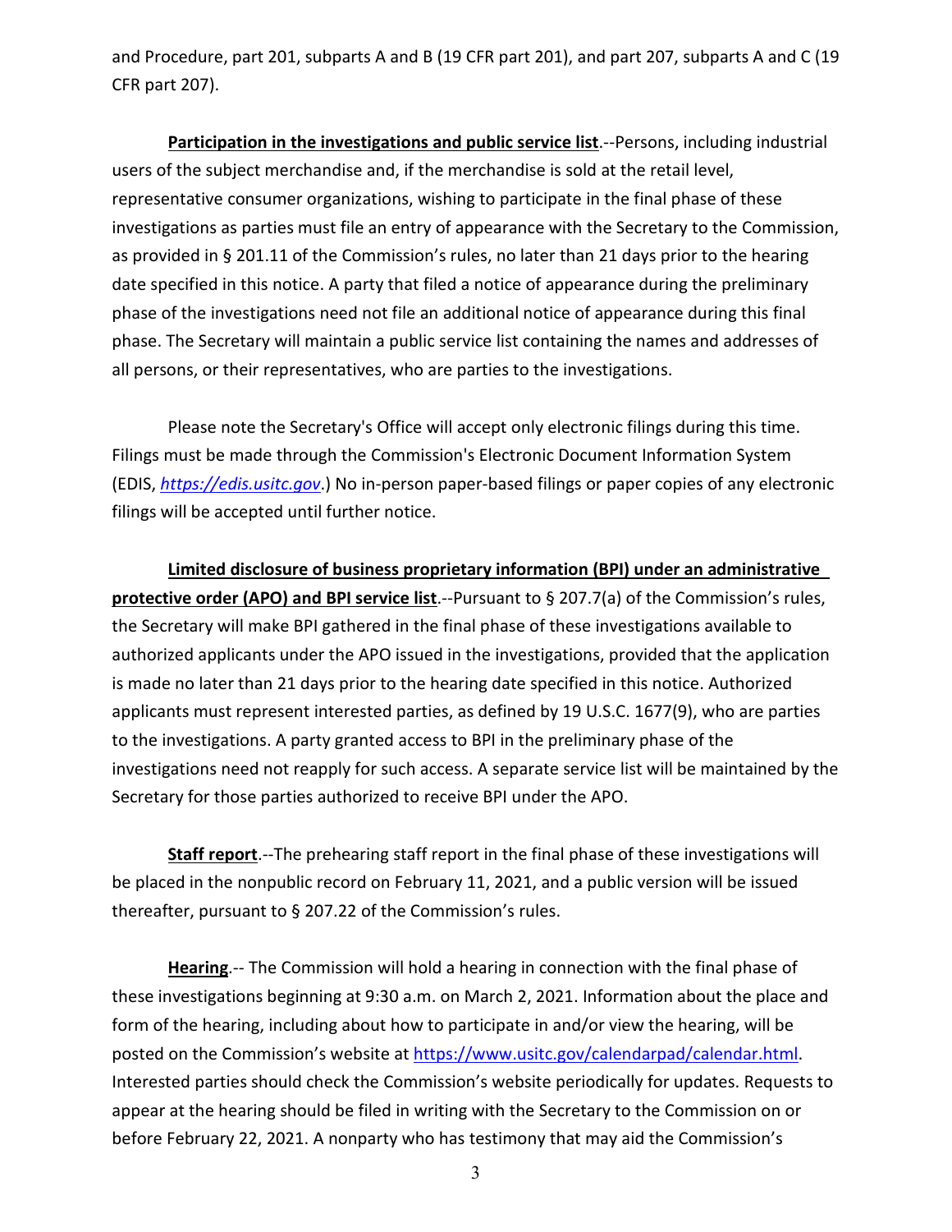and Procedure, part 201, subparts A and B (19 CFR part 201), and part 207, subparts A and C (19 CFR part 207).

**Participation in the investigations and public service list**.--Persons, including industrial users of the subject merchandise and, if the merchandise is sold at the retail level, representative consumer organizations, wishing to participate in the final phase of these investigations as parties must file an entry of appearance with the Secretary to the Commission, as provided in § 201.11 of the Commission's rules, no later than 21 days prior to the hearing date specified in this notice. A party that filed a notice of appearance during the preliminary phase of the investigations need not file an additional notice of appearance during this final phase. The Secretary will maintain a public service list containing the names and addresses of all persons, or their representatives, who are parties to the investigations.

Please note the Secretary's Office will accept only electronic filings during this time. Filings must be made through the Commission's Electronic Document Information System (EDIS, *https://edis.usitc.gov*.) No in-person paper-based filings or paper copies of any electronic filings will be accepted until further notice.

**Limited disclosure of business proprietary information (BPI) under an administrative protective order (APO) and BPI service list**.--Pursuant to § 207.7(a) of the Commission's rules, the Secretary will make BPI gathered in the final phase of these investigations available to authorized applicants under the APO issued in the investigations, provided that the application is made no later than 21 days prior to the hearing date specified in this notice. Authorized applicants must represent interested parties, as defined by 19 U.S.C. 1677(9), who are parties to the investigations. A party granted access to BPI in the preliminary phase of the investigations need not reapply for such access. A separate service list will be maintained by the Secretary for those parties authorized to receive BPI under the APO.

**Staff report**.--The prehearing staff report in the final phase of these investigations will be placed in the nonpublic record on February 11, 2021, and a public version will be issued thereafter, pursuant to § 207.22 of the Commission's rules.

**Hearing**.-- The Commission will hold a hearing in connection with the final phase of these investigations beginning at 9:30 a.m. on March 2, 2021. Information about the place and form of the hearing, including about how to participate in and/or view the hearing, will be posted on the Commission's website at https://www.usitc.gov/calendarpad/calendar.html. Interested parties should check the Commission's website periodically for updates. Requests to appear at the hearing should be filed in writing with the Secretary to the Commission on or before February 22, 2021. A nonparty who has testimony that may aid the Commission's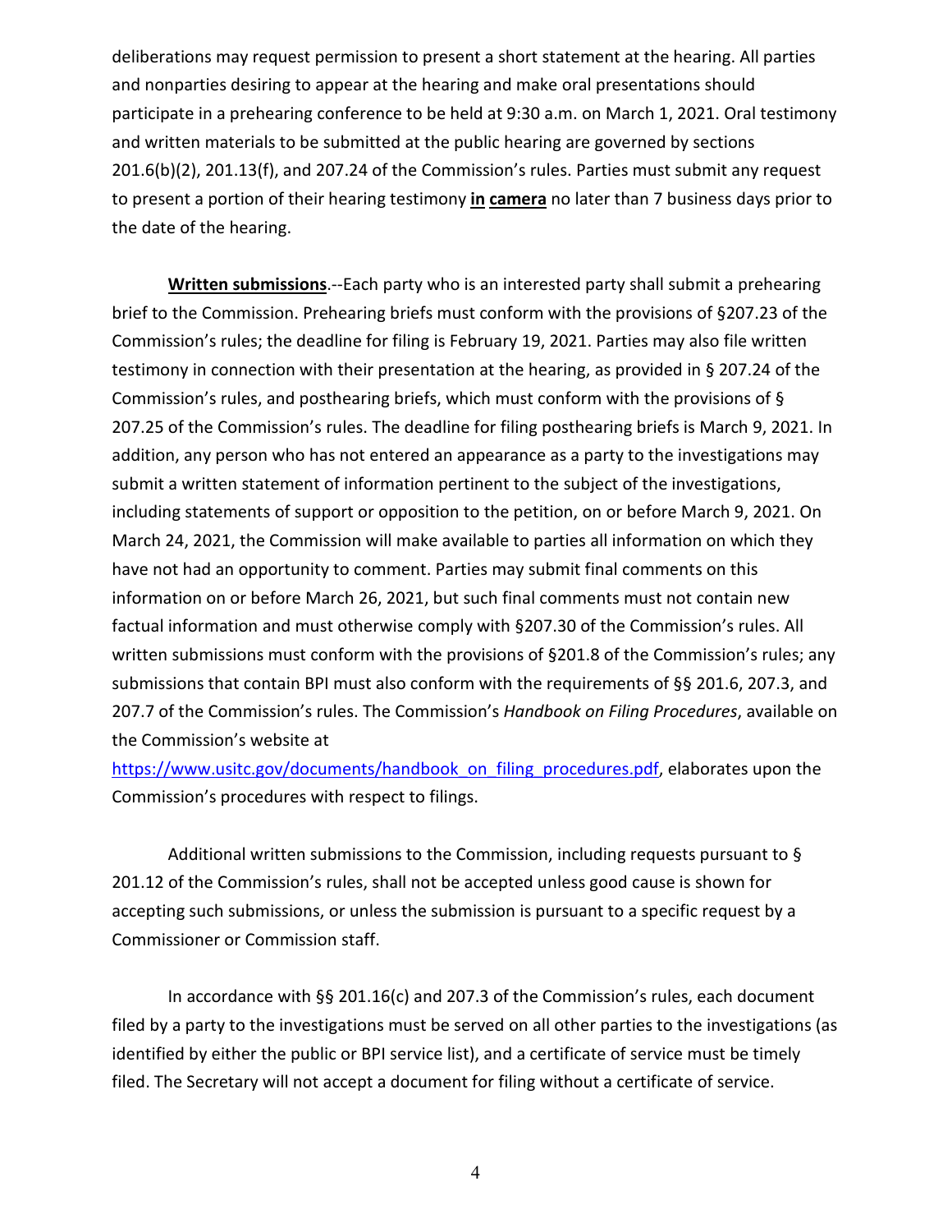deliberations may request permission to present a short statement at the hearing. All parties and nonparties desiring to appear at the hearing and make oral presentations should participate in a prehearing conference to be held at 9:30 a.m. on March 1, 2021. Oral testimony and written materials to be submitted at the public hearing are governed by sections 201.6(b)(2), 201.13(f), and 207.24 of the Commission's rules. Parties must submit any request to present a portion of their hearing testimony **in camera** no later than 7 business days prior to the date of the hearing.

**Written submissions**.--Each party who is an interested party shall submit a prehearing brief to the Commission. Prehearing briefs must conform with the provisions of §207.23 of the Commission's rules; the deadline for filing is February 19, 2021. Parties may also file written testimony in connection with their presentation at the hearing, as provided in § 207.24 of the Commission's rules, and posthearing briefs, which must conform with the provisions of § 207.25 of the Commission's rules. The deadline for filing posthearing briefs is March 9, 2021. In addition, any person who has not entered an appearance as a party to the investigations may submit a written statement of information pertinent to the subject of the investigations, including statements of support or opposition to the petition, on or before March 9, 2021. On March 24, 2021, the Commission will make available to parties all information on which they have not had an opportunity to comment. Parties may submit final comments on this information on or before March 26, 2021, but such final comments must not contain new factual information and must otherwise comply with §207.30 of the Commission's rules. All written submissions must conform with the provisions of §201.8 of the Commission's rules; any submissions that contain BPI must also conform with the requirements of §§ 201.6, 207.3, and 207.7 of the Commission's rules. The Commission's *Handbook on Filing Procedures*, available on the Commission's website at https://www.usitc.gov/documents/handbook_on_filing_procedures.pdf, elaborates upon the Commission's procedures with respect to filings.

Additional written submissions to the Commission, including requests pursuant to § 201.12 of the Commission's rules, shall not be accepted unless good cause is shown for accepting such submissions, or unless the submission is pursuant to a specific request by a Commissioner or Commission staff.

In accordance with §§ 201.16(c) and 207.3 of the Commission's rules, each document filed by a party to the investigations must be served on all other parties to the investigations (as identified by either the public or BPI service list), and a certificate of service must be timely filed. The Secretary will not accept a document for filing without a certificate of service.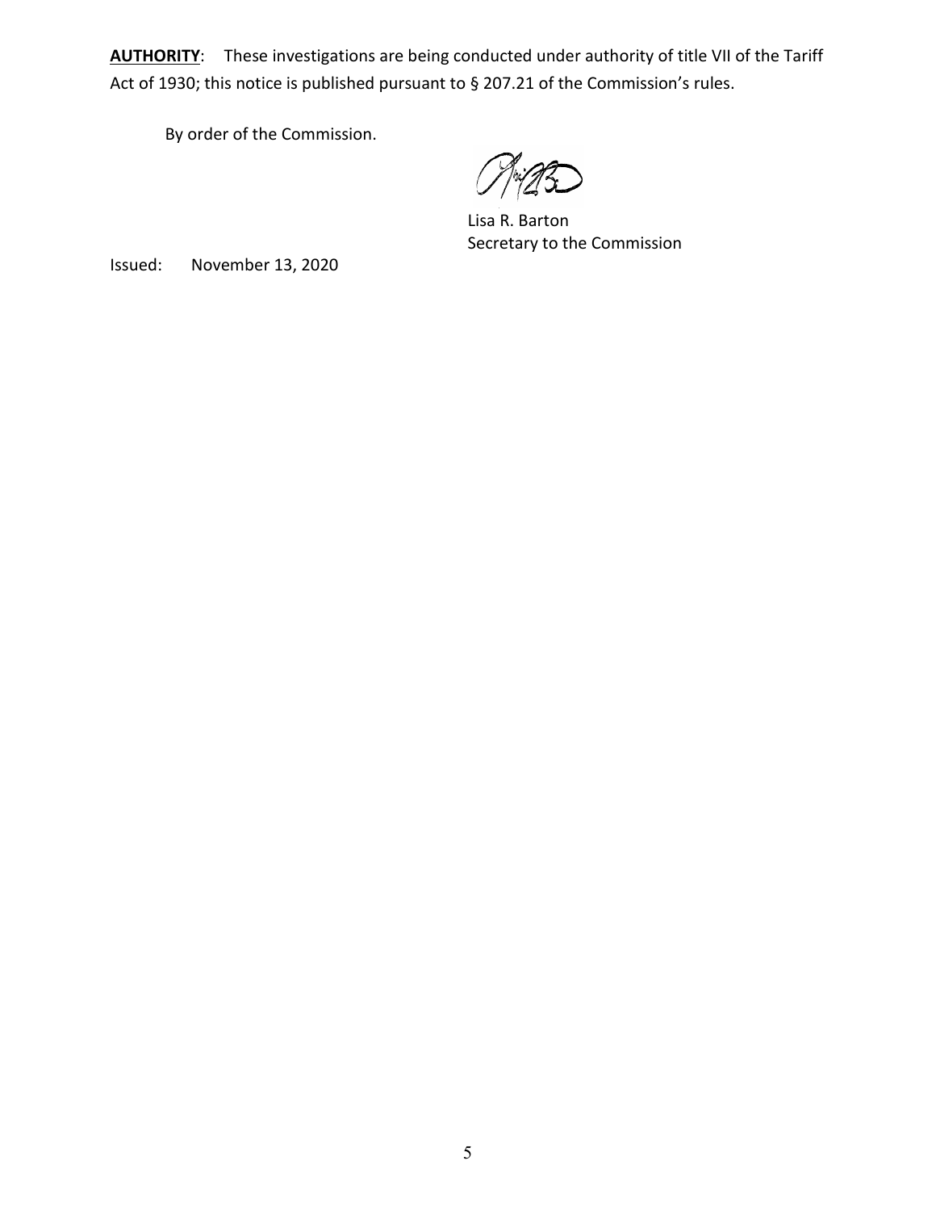**AUTHORITY**: These investigations are being conducted under authority of title VII of the Tariff Act of 1930; this notice is published pursuant to § 207.21 of the Commission's rules.

By order of the Commission.

Lisa R. Barton
Secretary to the Commission

Issued: November 13, 2020